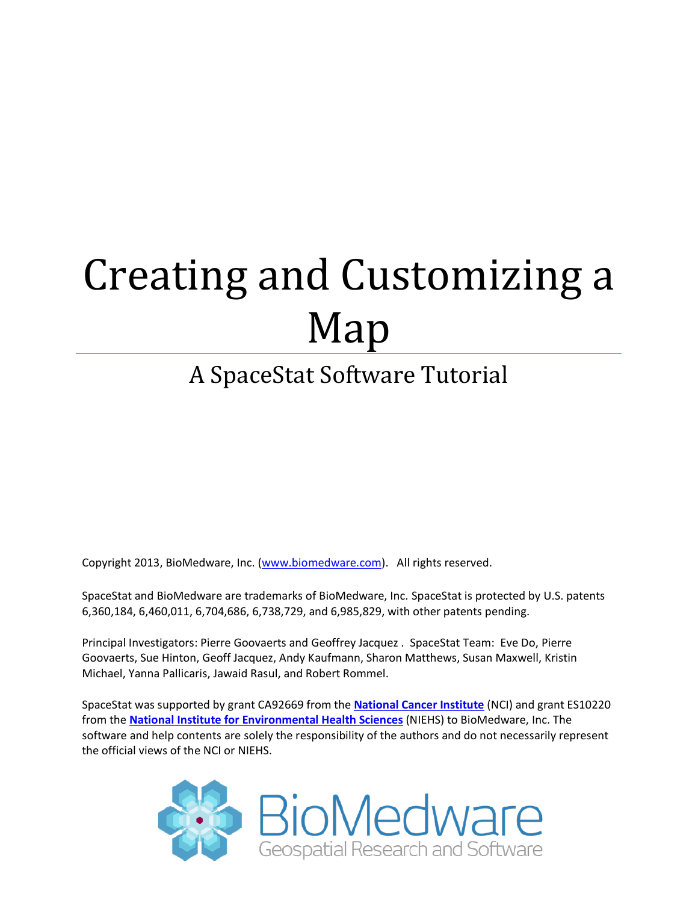# Creating and Customizing a Map

## A SpaceStat Software Tutorial

Copyright 2013, BioMedware, Inc. (www.biomedware.com). All rights reserved.

SpaceStat and BioMedware are trademarks of BioMedware, Inc. SpaceStat is protected by U.S. patents 6,360,184, 6,460,011, 6,704,686, 6,738,729, and 6,985,829, with other patents pending.

Principal Investigators: Pierre Goovaerts and Geoffrey Jacquez . SpaceStat Team: Eve Do, Pierre Goovaerts, Sue Hinton, Geoff Jacquez, Andy Kaufmann, Sharon Matthews, Susan Maxwell, Kristin Michael, Yanna Pallicaris, Jawaid Rasul, and Robert Rommel.

SpaceStat was supported by grant CA92669 from the **National Cancer Institute** (NCI) and grant ES10220 from the **National Institute for Environmental Health Sciences** (NIEHS) to BioMedware, Inc. The software and help contents are solely the responsibility of the authors and do not necessarily represent the official views of the NCI or NIEHS.

BioMedware
Geospatial Research and Software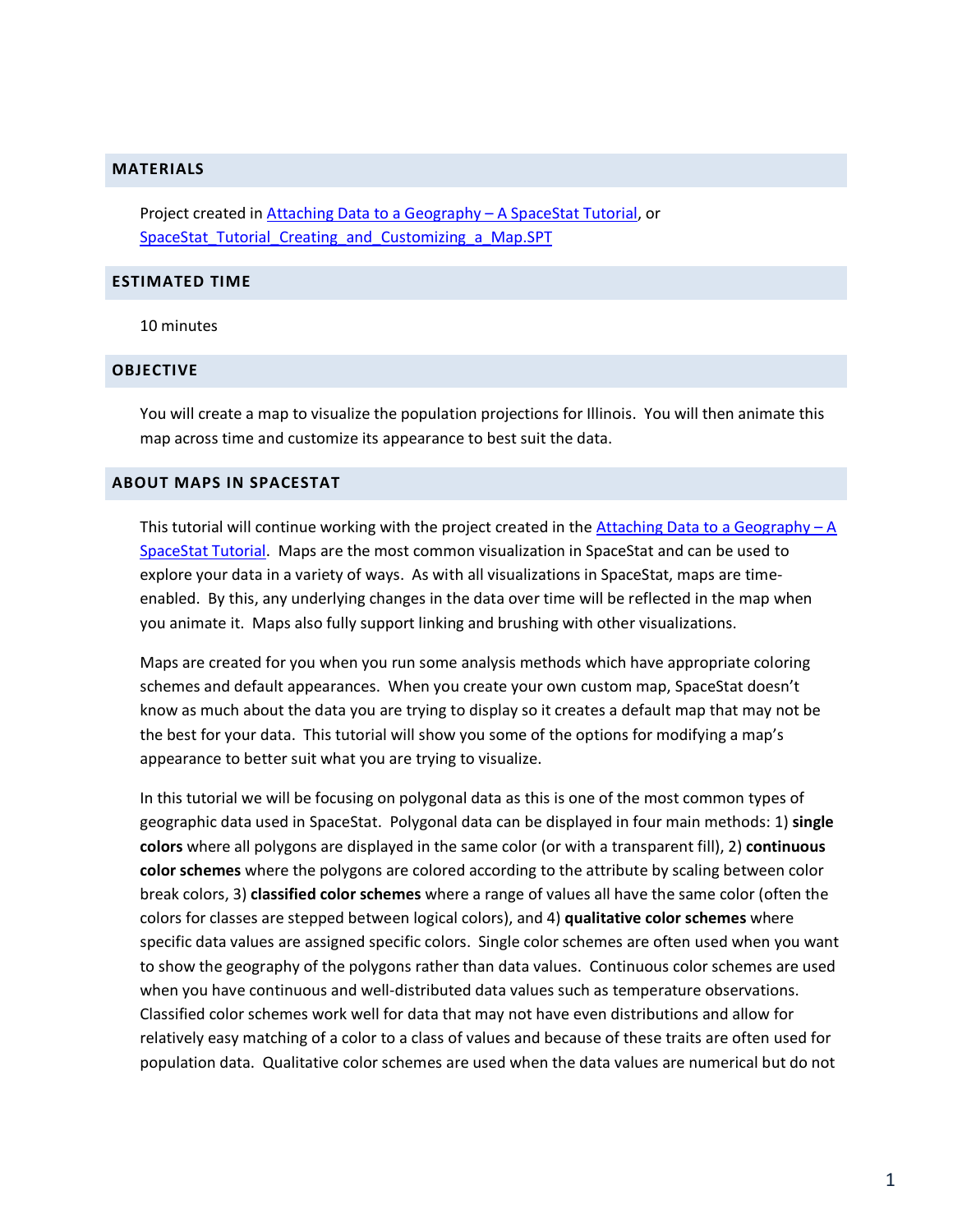## MATERIALS

Project created in [Attaching Data to a Geography – A SpaceStat Tutorial](), or [SpaceStat_Tutorial_Creating_and_Customizing_a_Map.SPT]()

## ESTIMATED TIME

10 minutes

## OBJECTIVE

You will create a map to visualize the population projections for Illinois. You will then animate this map across time and customize its appearance to best suit the data.

## ABOUT MAPS IN SPACESTAT

This tutorial will continue working with the project created in the [Attaching Data to a Geography – A SpaceStat Tutorial](). Maps are the most common visualization in SpaceStat and can be used to explore your data in a variety of ways. As with all visualizations in SpaceStat, maps are time-enabled. By this, any underlying changes in the data over time will be reflected in the map when you animate it. Maps also fully support linking and brushing with other visualizations.

Maps are created for you when you run some analysis methods which have appropriate coloring schemes and default appearances. When you create your own custom map, SpaceStat doesn't know as much about the data you are trying to display so it creates a default map that may not be the best for your data. This tutorial will show you some of the options for modifying a map's appearance to better suit what you are trying to visualize.

In this tutorial we will be focusing on polygonal data as this is one of the most common types of geographic data used in SpaceStat. Polygonal data can be displayed in four main methods: 1) **single colors** where all polygons are displayed in the same color (or with a transparent fill), 2) **continuous color schemes** where the polygons are colored according to the attribute by scaling between color break colors, 3) **classified color schemes** where a range of values all have the same color (often the colors for classes are stepped between logical colors), and 4) **qualitative color schemes** where specific data values are assigned specific colors. Single color schemes are often used when you want to show the geography of the polygons rather than data values. Continuous color schemes are used when you have continuous and well-distributed data values such as temperature observations. Classified color schemes work well for data that may not have even distributions and allow for relatively easy matching of a color to a class of values and because of these traits are often used for population data. Qualitative color schemes are used when the data values are numerical but do not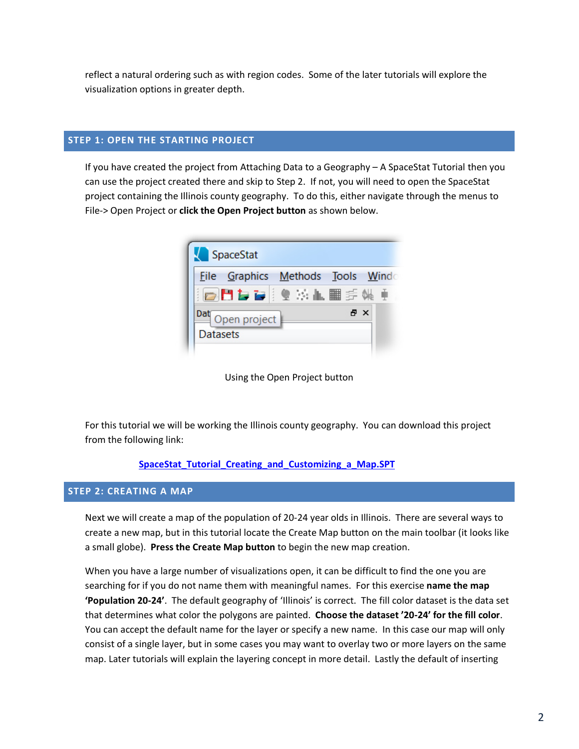reflect a natural ordering such as with region codes. Some of the later tutorials will explore the visualization options in greater depth.

## STEP 1: OPEN THE STARTING PROJECT

If you have created the project from Attaching Data to a Geography – A SpaceStat Tutorial then you can use the project created there and skip to Step 2. If not, you will need to open the SpaceStat project containing the Illinois county geography. To do this, either navigate through the menus to File-> Open Project or **click the Open Project button** as shown below.

Using the Open Project button

For this tutorial we will be working the Illinois county geography. You can download this project from the following link:

SpaceStat_Tutorial_Creating_and_Customizing_a_Map.SPT

## STEP 2: CREATING A MAP

Next we will create a map of the population of 20-24 year olds in Illinois. There are several ways to create a new map, but in this tutorial locate the Create Map button on the main toolbar (it looks like a small globe). **Press the Create Map button** to begin the new map creation.

When you have a large number of visualizations open, it can be difficult to find the one you are searching for if you do not name them with meaningful names. For this exercise **name the map 'Population 20-24'**. The default geography of 'Illinois' is correct. The fill color dataset is the data set that determines what color the polygons are painted. **Choose the dataset '20-24' for the fill color**. You can accept the default name for the layer or specify a new name. In this case our map will only consist of a single layer, but in some cases you may want to overlay two or more layers on the same map. Later tutorials will explain the layering concept in more detail. Lastly the default of inserting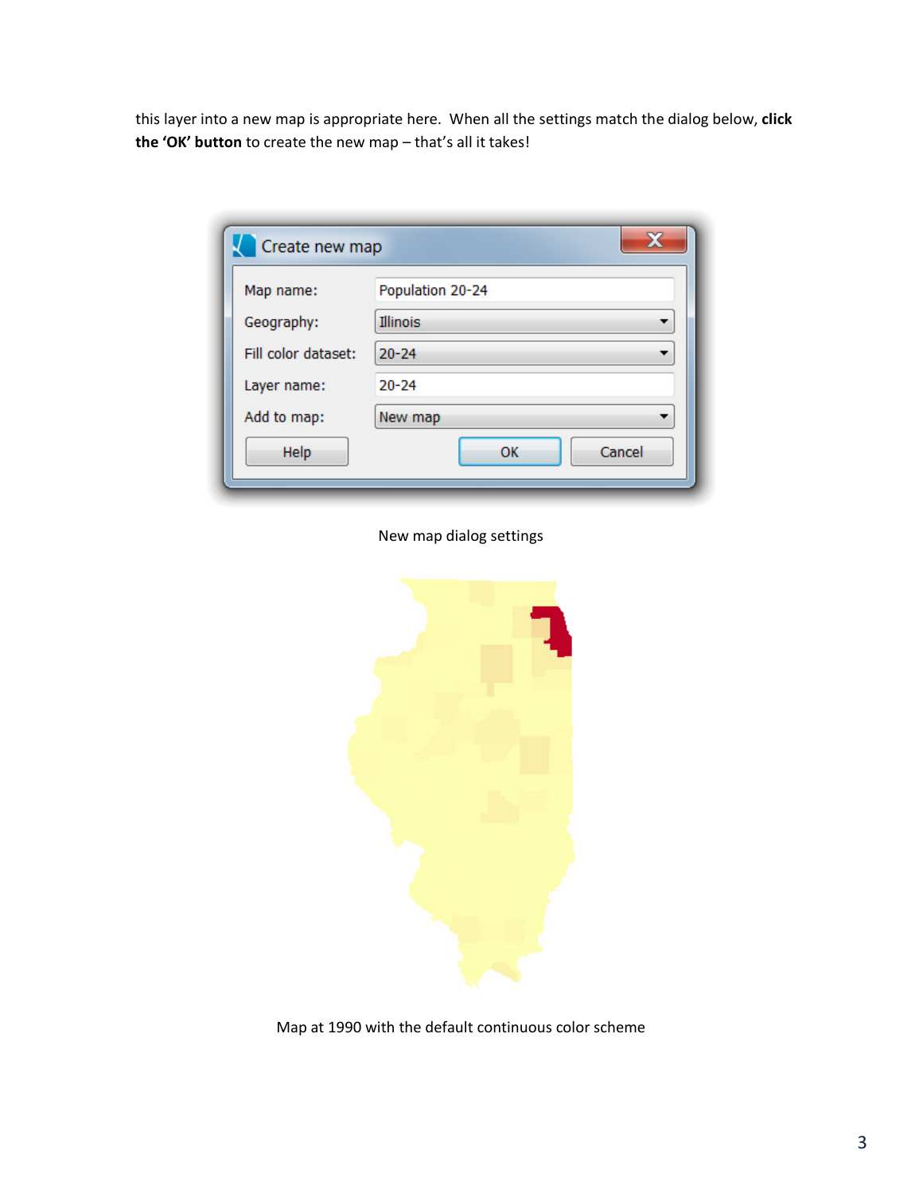this layer into a new map is appropriate here. When all the settings match the dialog below, **click the 'OK' button** to create the new map – that's all it takes!

New map dialog settings

Map at 1990 with the default continuous color scheme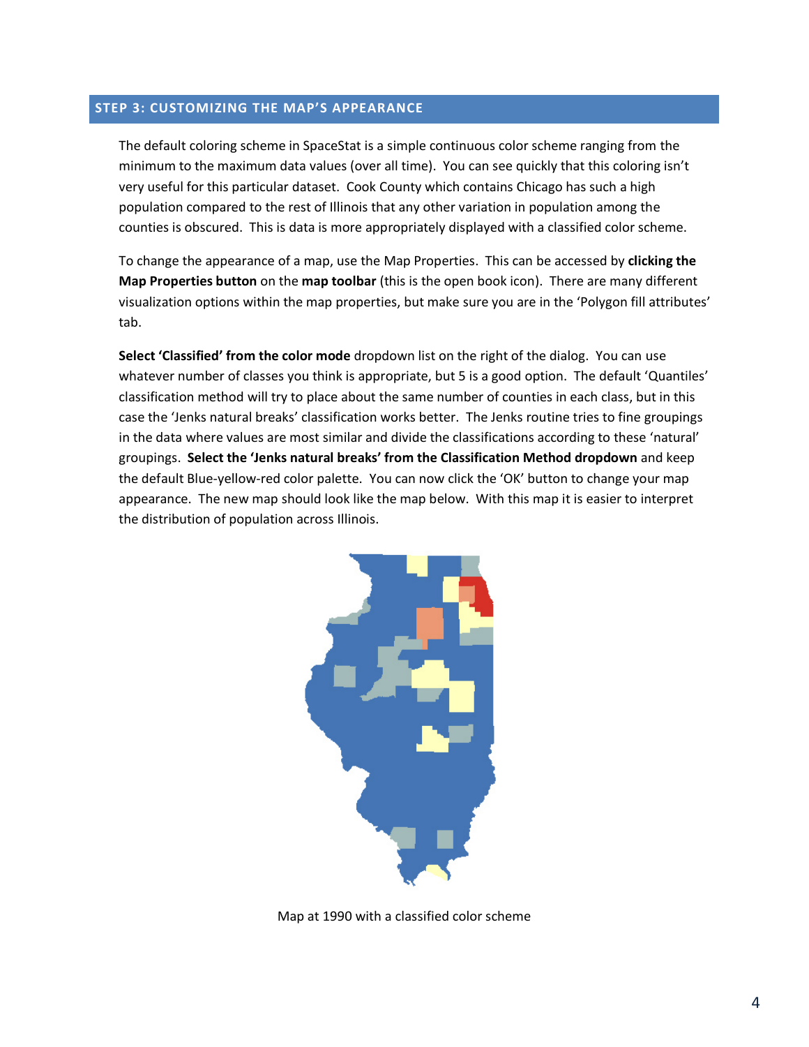## STEP 3: CUSTOMIZING THE MAP'S APPEARANCE

The default coloring scheme in SpaceStat is a simple continuous color scheme ranging from the minimum to the maximum data values (over all time). You can see quickly that this coloring isn't very useful for this particular dataset. Cook County which contains Chicago has such a high population compared to the rest of Illinois that any other variation in population among the counties is obscured. This is data is more appropriately displayed with a classified color scheme.

To change the appearance of a map, use the Map Properties. This can be accessed by **clicking the Map Properties button** on the **map toolbar** (this is the open book icon). There are many different visualization options within the map properties, but make sure you are in the 'Polygon fill attributes' tab.

**Select 'Classified' from the color mode** dropdown list on the right of the dialog. You can use whatever number of classes you think is appropriate, but 5 is a good option. The default 'Quantiles' classification method will try to place about the same number of counties in each class, but in this case the 'Jenks natural breaks' classification works better. The Jenks routine tries to fine groupings in the data where values are most similar and divide the classifications according to these 'natural' groupings. **Select the 'Jenks natural breaks' from the Classification Method dropdown** and keep the default Blue-yellow-red color palette. You can now click the 'OK' button to change your map appearance. The new map should look like the map below. With this map it is easier to interpret the distribution of population across Illinois.

Map at 1990 with a classified color scheme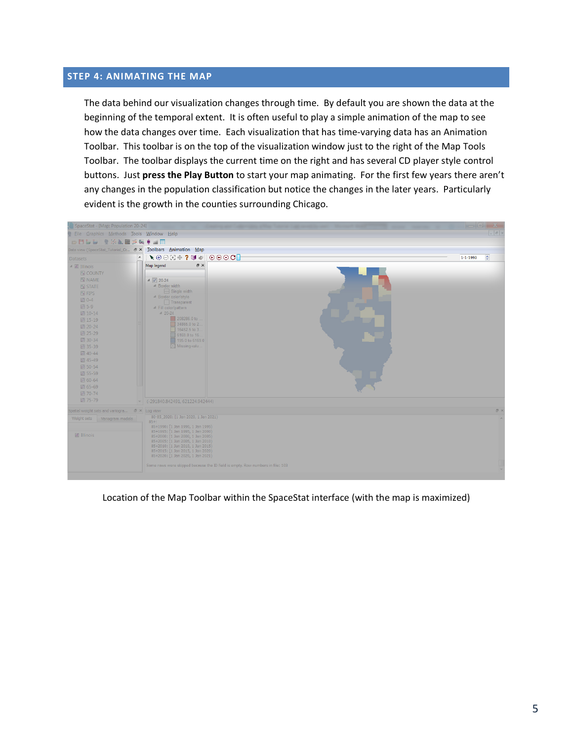## STEP 4: ANIMATING THE MAP

The data behind our visualization changes through time. By default you are shown the data at the beginning of the temporal extent. It is often useful to play a simple animation of the map to see how the data changes over time. Each visualization that has time-varying data has an Animation Toolbar. This toolbar is on the top of the visualization window just to the right of the Map Tools Toolbar. The toolbar displays the current time on the right and has several CD player style control buttons. Just **press the Play Button** to start your map animating. For the first few years there aren't any changes in the population classification but notice the changes in the later years. Particularly evident is the growth in the counties surrounding Chicago.

Location of the Map Toolbar within the SpaceStat interface (with the map is maximized)